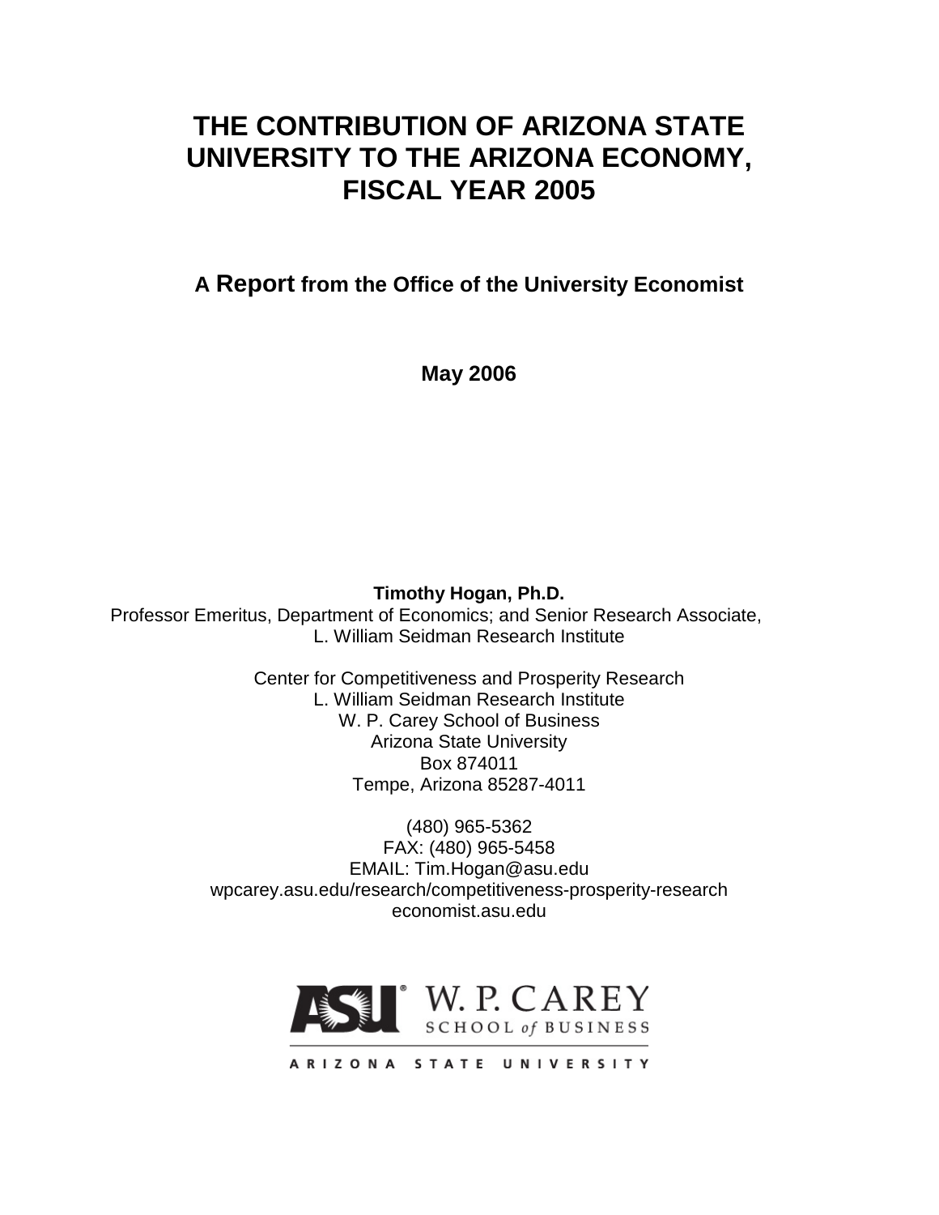# THE CONTRIBUTION OF ARIZONA STATE UNIVERSITY TO THE ARIZONA ECONOMY, FISCAL YEAR 2005

**A Report from the Office of the University Economist**

**May 2006**

**Timothy Hogan, Ph.D.**
Professor Emeritus, Department of Economics; and Senior Research Associate,
L. William Seidman Research Institute

Center for Competitiveness and Prosperity Research
L. William Seidman Research Institute
W. P. Carey School of Business
Arizona State University
Box 874011
Tempe, Arizona 85287-4011

(480) 965-5362
FAX: (480) 965-5458
EMAIL: Tim.Hogan@asu.edu
wpcarey.asu.edu/research/competitiveness-prosperity-research
economist.asu.edu

ASU W. P. CAREY SCHOOL *of* BUSINESS
ARIZONA STATE UNIVERSITY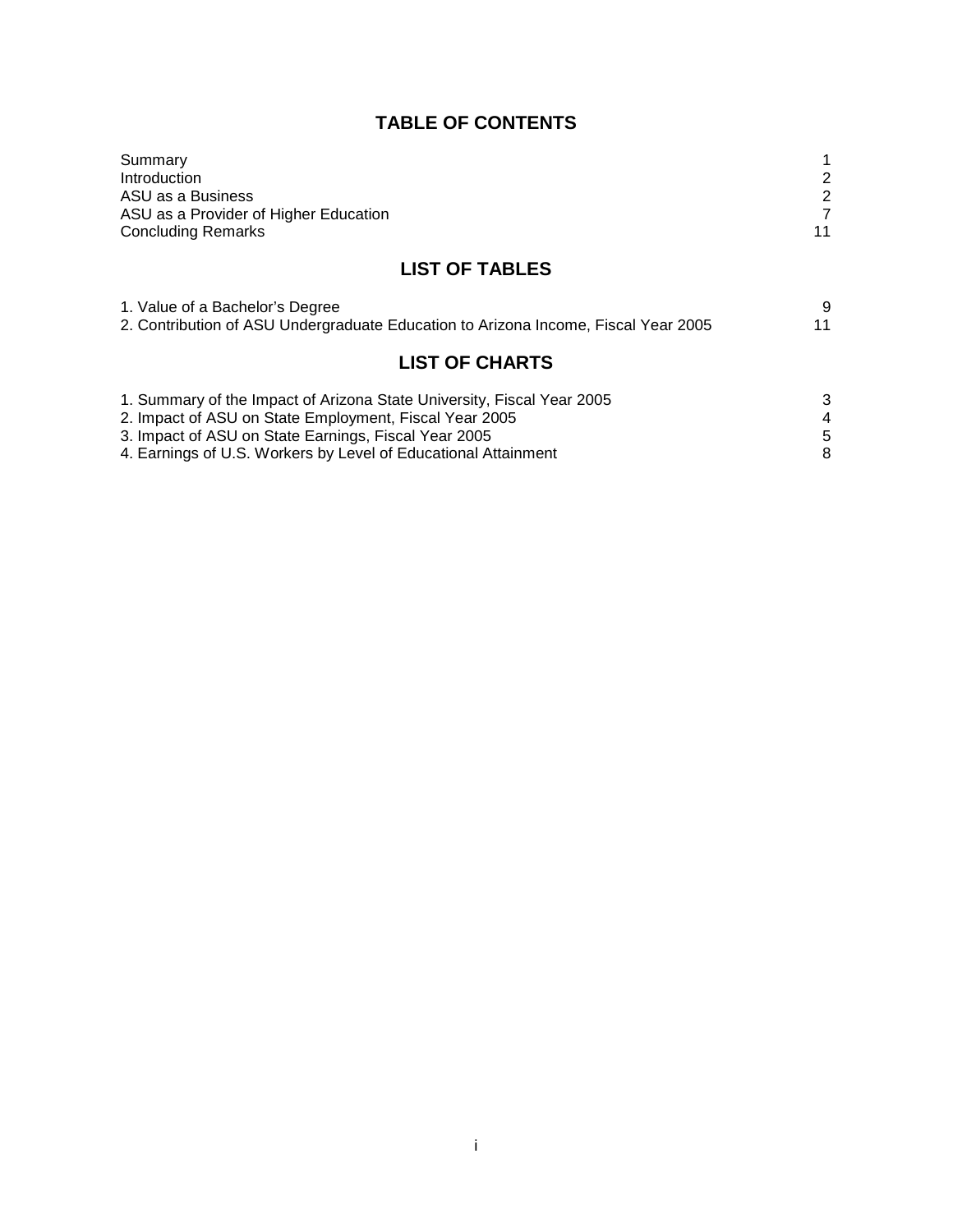## TABLE OF CONTENTS

| | |
|---|---|
| Summary | 1 |
| Introduction | 2 |
| ASU as a Business | 2 |
| ASU as a Provider of Higher Education | 7 |
| Concluding Remarks | 11 |

## LIST OF TABLES

| | |
|---|---|
| 1. Value of a Bachelor's Degree | 9 |
| 2. Contribution of ASU Undergraduate Education to Arizona Income, Fiscal Year 2005 | 11 |

## LIST OF CHARTS

| | |
|---|---|
| 1. Summary of the Impact of Arizona State University, Fiscal Year 2005 | 3 |
| 2. Impact of ASU on State Employment, Fiscal Year 2005 | 4 |
| 3. Impact of ASU on State Earnings, Fiscal Year 2005 | 5 |
| 4. Earnings of U.S. Workers by Level of Educational Attainment | 8 |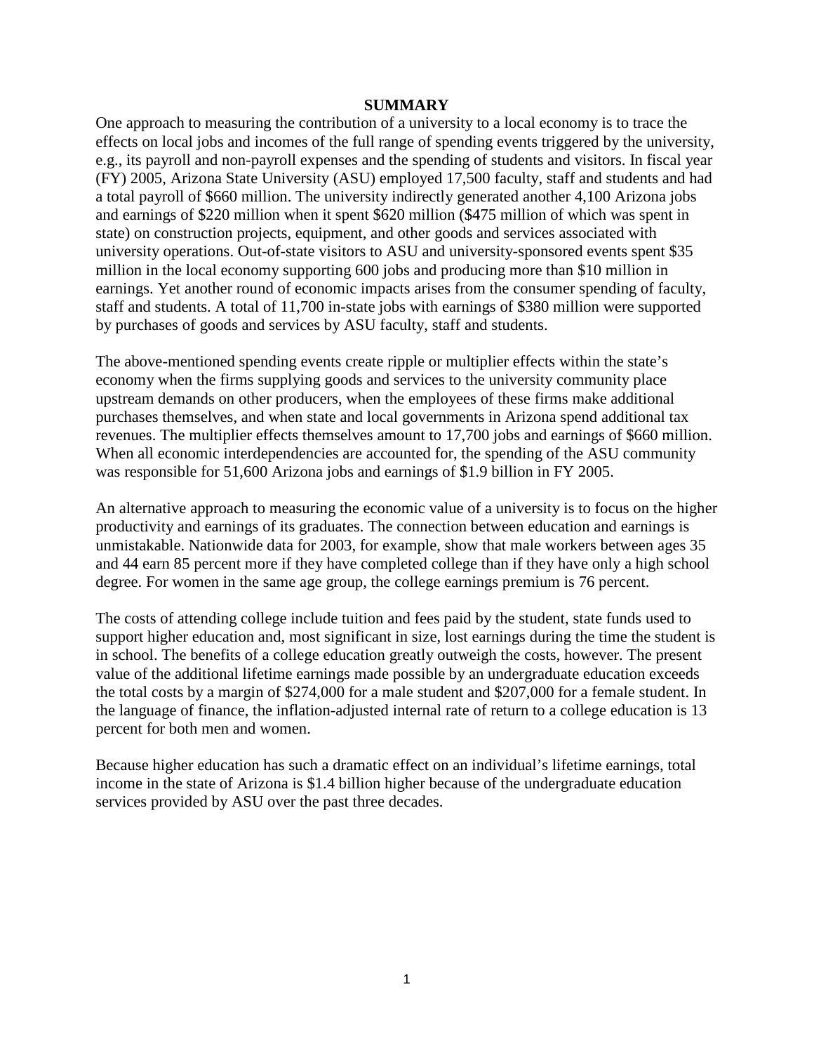# SUMMARY

One approach to measuring the contribution of a university to a local economy is to trace the effects on local jobs and incomes of the full range of spending events triggered by the university, e.g., its payroll and non-payroll expenses and the spending of students and visitors. In fiscal year (FY) 2005, Arizona State University (ASU) employed 17,500 faculty, staff and students and had a total payroll of $660 million. The university indirectly generated another 4,100 Arizona jobs and earnings of $220 million when it spent $620 million ($475 million of which was spent in state) on construction projects, equipment, and other goods and services associated with university operations. Out-of-state visitors to ASU and university-sponsored events spent $35 million in the local economy supporting 600 jobs and producing more than $10 million in earnings. Yet another round of economic impacts arises from the consumer spending of faculty, staff and students. A total of 11,700 in-state jobs with earnings of $380 million were supported by purchases of goods and services by ASU faculty, staff and students.

The above-mentioned spending events create ripple or multiplier effects within the state's economy when the firms supplying goods and services to the university community place upstream demands on other producers, when the employees of these firms make additional purchases themselves, and when state and local governments in Arizona spend additional tax revenues. The multiplier effects themselves amount to 17,700 jobs and earnings of $660 million. When all economic interdependencies are accounted for, the spending of the ASU community was responsible for 51,600 Arizona jobs and earnings of $1.9 billion in FY 2005.

An alternative approach to measuring the economic value of a university is to focus on the higher productivity and earnings of its graduates. The connection between education and earnings is unmistakable. Nationwide data for 2003, for example, show that male workers between ages 35 and 44 earn 85 percent more if they have completed college than if they have only a high school degree. For women in the same age group, the college earnings premium is 76 percent.

The costs of attending college include tuition and fees paid by the student, state funds used to support higher education and, most significant in size, lost earnings during the time the student is in school. The benefits of a college education greatly outweigh the costs, however. The present value of the additional lifetime earnings made possible by an undergraduate education exceeds the total costs by a margin of $274,000 for a male student and $207,000 for a female student. In the language of finance, the inflation-adjusted internal rate of return to a college education is 13 percent for both men and women.

Because higher education has such a dramatic effect on an individual's lifetime earnings, total income in the state of Arizona is $1.4 billion higher because of the undergraduate education services provided by ASU over the past three decades.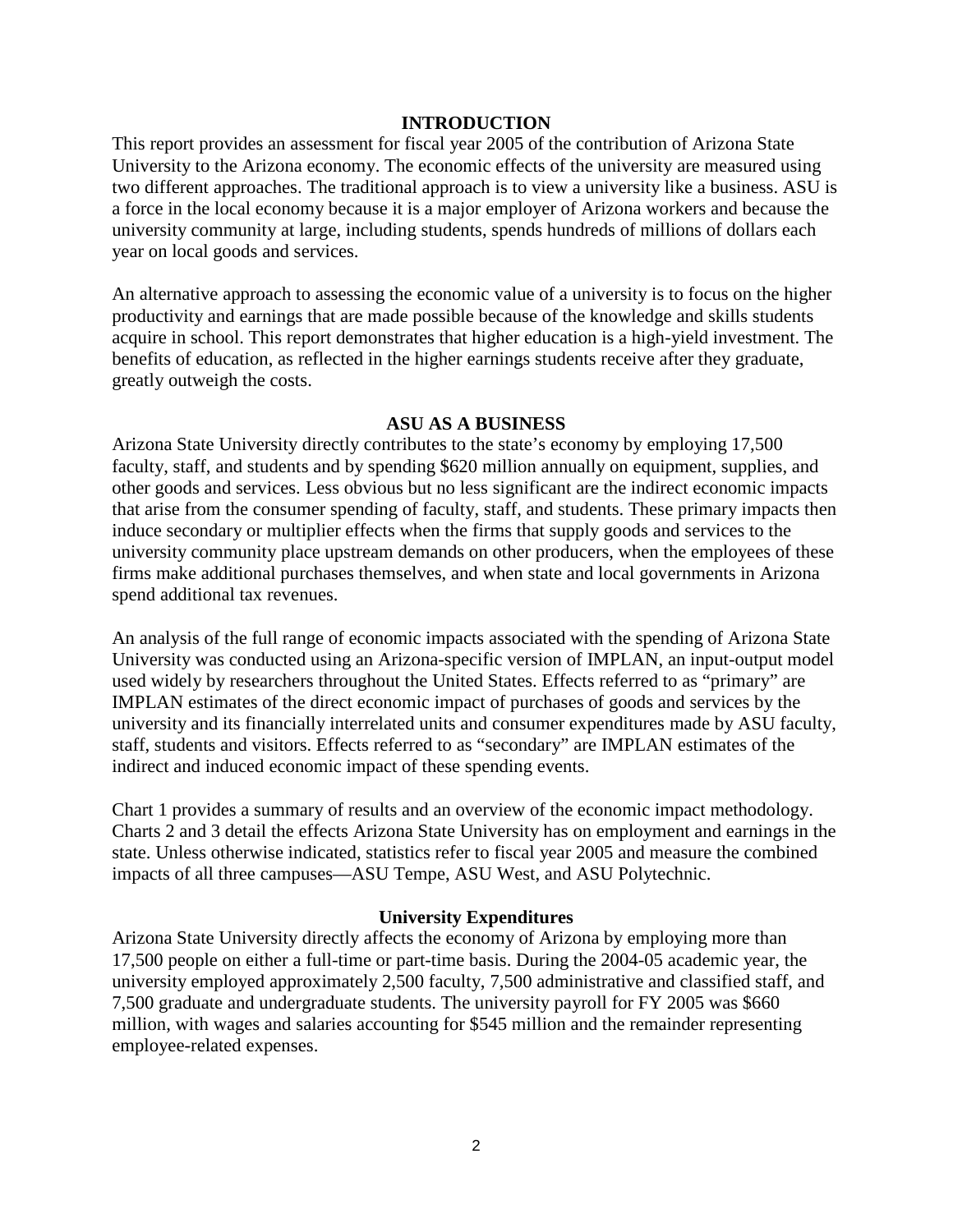## INTRODUCTION

This report provides an assessment for fiscal year 2005 of the contribution of Arizona State University to the Arizona economy. The economic effects of the university are measured using two different approaches. The traditional approach is to view a university like a business. ASU is a force in the local economy because it is a major employer of Arizona workers and because the university community at large, including students, spends hundreds of millions of dollars each year on local goods and services.

An alternative approach to assessing the economic value of a university is to focus on the higher productivity and earnings that are made possible because of the knowledge and skills students acquire in school. This report demonstrates that higher education is a high-yield investment. The benefits of education, as reflected in the higher earnings students receive after they graduate, greatly outweigh the costs.

## ASU AS A BUSINESS

Arizona State University directly contributes to the state's economy by employing 17,500 faculty, staff, and students and by spending $620 million annually on equipment, supplies, and other goods and services. Less obvious but no less significant are the indirect economic impacts that arise from the consumer spending of faculty, staff, and students. These primary impacts then induce secondary or multiplier effects when the firms that supply goods and services to the university community place upstream demands on other producers, when the employees of these firms make additional purchases themselves, and when state and local governments in Arizona spend additional tax revenues.

An analysis of the full range of economic impacts associated with the spending of Arizona State University was conducted using an Arizona-specific version of IMPLAN, an input-output model used widely by researchers throughout the United States. Effects referred to as "primary" are IMPLAN estimates of the direct economic impact of purchases of goods and services by the university and its financially interrelated units and consumer expenditures made by ASU faculty, staff, students and visitors. Effects referred to as "secondary" are IMPLAN estimates of the indirect and induced economic impact of these spending events.

Chart 1 provides a summary of results and an overview of the economic impact methodology. Charts 2 and 3 detail the effects Arizona State University has on employment and earnings in the state. Unless otherwise indicated, statistics refer to fiscal year 2005 and measure the combined impacts of all three campuses—ASU Tempe, ASU West, and ASU Polytechnic.

### University Expenditures

Arizona State University directly affects the economy of Arizona by employing more than 17,500 people on either a full-time or part-time basis. During the 2004-05 academic year, the university employed approximately 2,500 faculty, 7,500 administrative and classified staff, and 7,500 graduate and undergraduate students. The university payroll for FY 2005 was $660 million, with wages and salaries accounting for $545 million and the remainder representing employee-related expenses.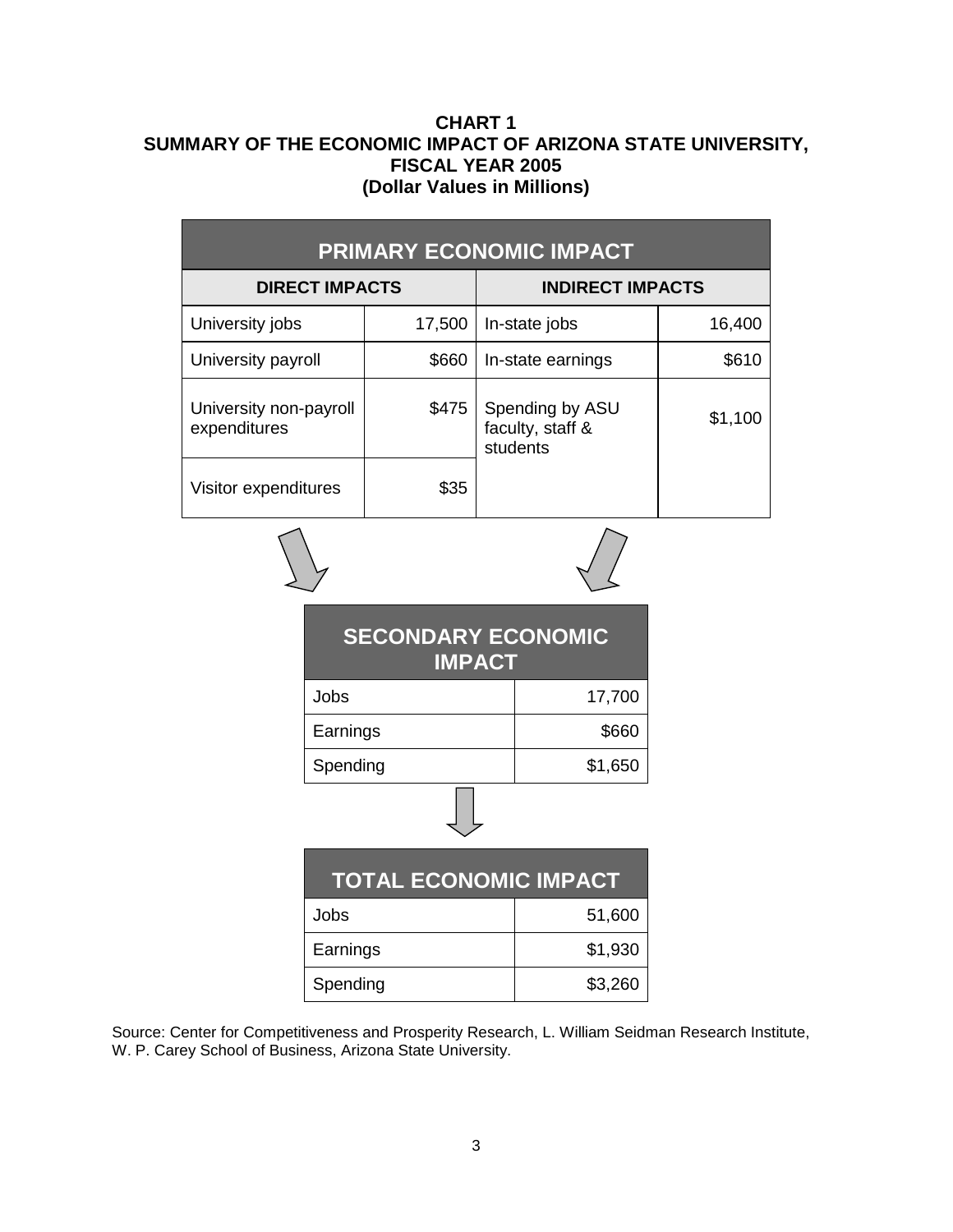**CHART 1**
**SUMMARY OF THE ECONOMIC IMPACT OF ARIZONA STATE UNIVERSITY, FISCAL YEAR 2005**
**(Dollar Values in Millions)**

| PRIMARY ECONOMIC IMPACT | | | |
|---|---|---|---|
| **DIRECT IMPACTS** | | **INDIRECT IMPACTS** | |
| University jobs | 17,500 | In-state jobs | 16,400 |
| University payroll | $660 | In-state earnings | $610 |
| University non-payroll expenditures | $475 | Spending by ASU faculty, staff & students | $1,100 |
| Visitor expenditures | $35 | | |

| SECONDARY ECONOMIC IMPACT | |
|---|---|
| Jobs | 17,700 |
| Earnings | $660 |
| Spending | $1,650 |

| TOTAL ECONOMIC IMPACT | |
|---|---|
| Jobs | 51,600 |
| Earnings | $1,930 |
| Spending | $3,260 |

Source: Center for Competitiveness and Prosperity Research, L. William Seidman Research Institute, W. P. Carey School of Business, Arizona State University.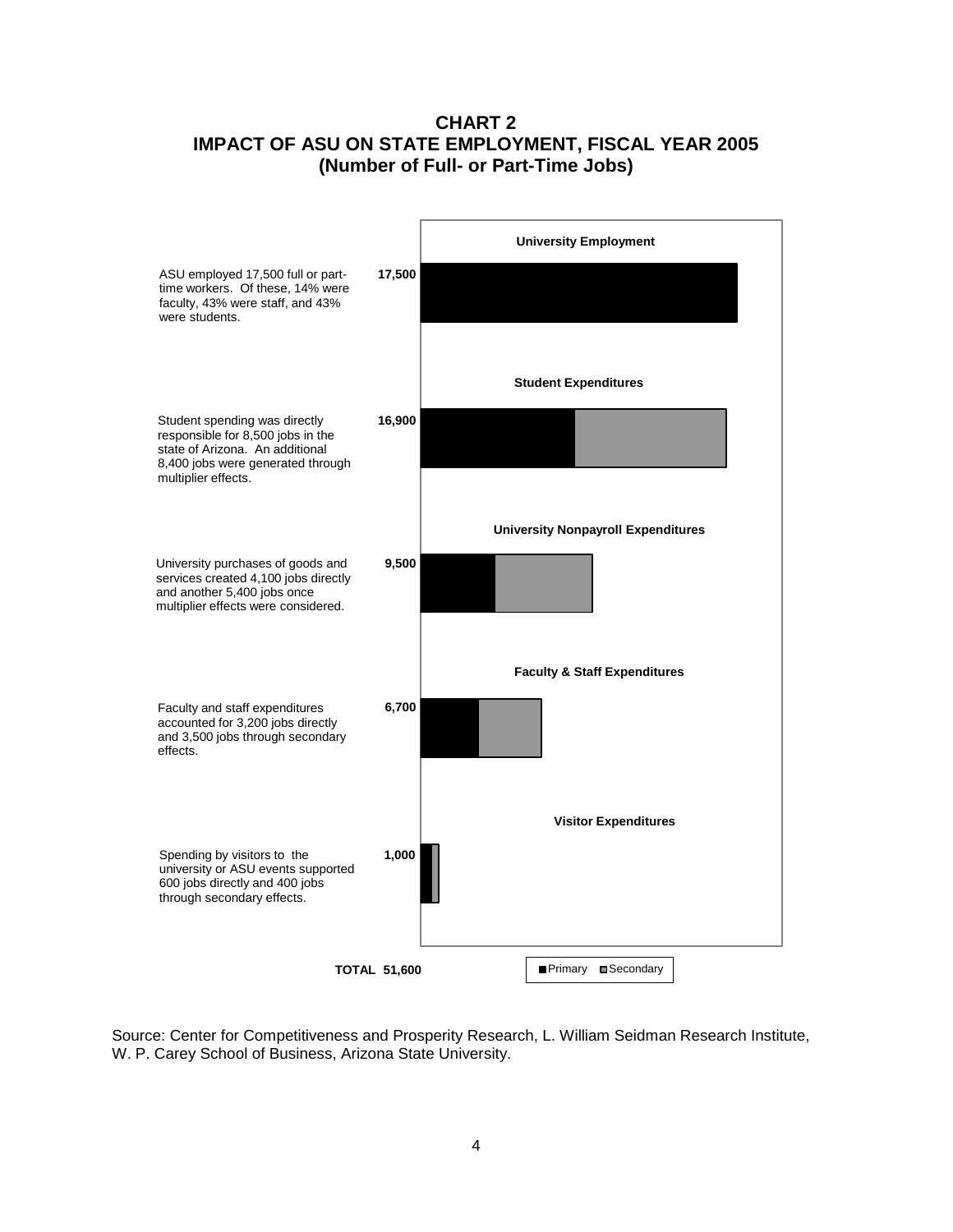**CHART 2**
**IMPACT OF ASU ON STATE EMPLOYMENT, FISCAL YEAR 2005**
**(Number of Full- or Part-Time Jobs)**

**University Employment**

ASU employed 17,500 full or part-time workers. Of these, 14% were faculty, 43% were staff, and 43% were students.

**17,500**

**Student Expenditures**

Student spending was directly responsible for 8,500 jobs in the state of Arizona. An additional 8,400 jobs were generated through multiplier effects.

**16,900**

**University Nonpayroll Expenditures**

University purchases of goods and services created 4,100 jobs directly and another 5,400 jobs once multiplier effects were considered.

**9,500**

**Faculty & Staff Expenditures**

Faculty and staff expenditures accounted for 3,200 jobs directly and 3,500 jobs through secondary effects.

**6,700**

**Visitor Expenditures**

Spending by visitors to the university or ASU events supported 600 jobs directly and 400 jobs through secondary effects.

**1,000**

**TOTAL 51,600**

Primary Secondary

Source: Center for Competitiveness and Prosperity Research, L. William Seidman Research Institute, W. P. Carey School of Business, Arizona State University.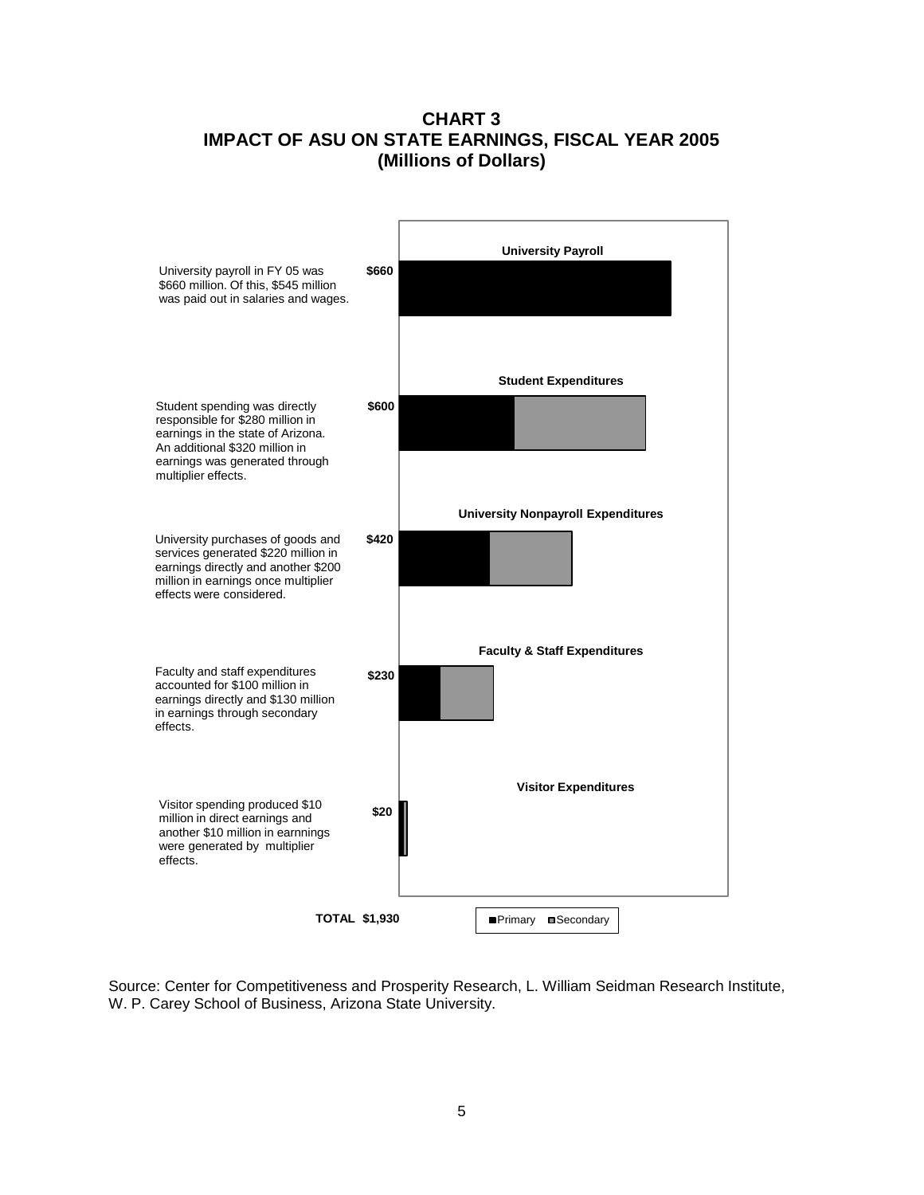**CHART 3**
**IMPACT OF ASU ON STATE EARNINGS, FISCAL YEAR 2005**
**(Millions of Dollars)**

University payroll in FY 05 was $660 million. Of this, $545 million was paid out in salaries and wages.

**$660**

**University Payroll**

Student spending was directly responsible for $280 million in earnings in the state of Arizona. An additional $320 million in earnings was generated through multiplier effects.

**$600**

**Student Expenditures**

University purchases of goods and services generated $220 million in earnings directly and another $200 million in earnings once multiplier effects were considered.

**$420**

**University Nonpayroll Expenditures**

Faculty and staff expenditures accounted for $100 million in earnings directly and $130 million in earnings through secondary effects.

**$230**

**Faculty & Staff Expenditures**

Visitor spending produced $10 million in direct earnings and another $10 million in earnnings were generated by multiplier effects.

**$20**

**Visitor Expenditures**

**TOTAL $1,930**

Primary Secondary

Source: Center for Competitiveness and Prosperity Research, L. William Seidman Research Institute, W. P. Carey School of Business, Arizona State University.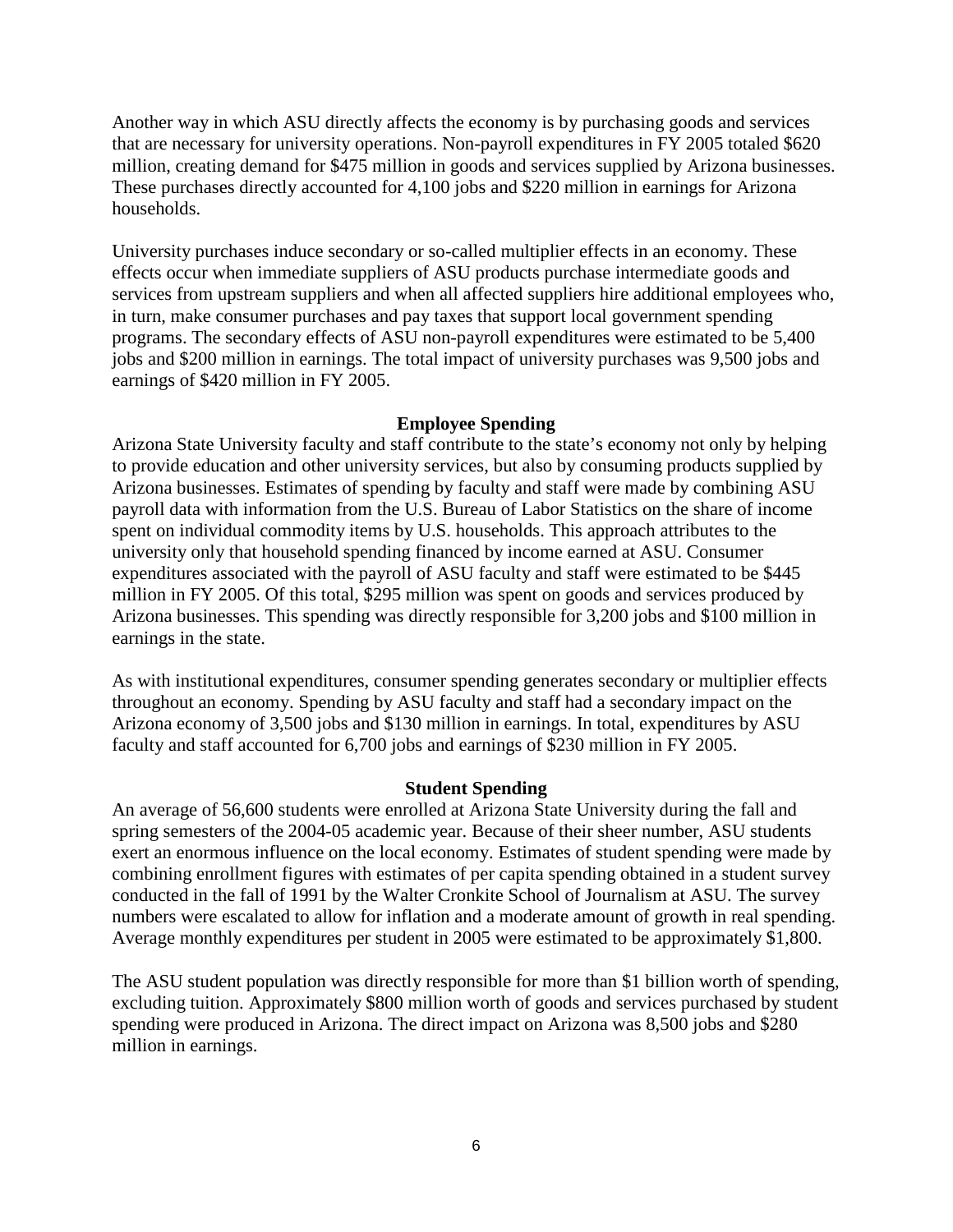Another way in which ASU directly affects the economy is by purchasing goods and services that are necessary for university operations. Non-payroll expenditures in FY 2005 totaled $620 million, creating demand for $475 million in goods and services supplied by Arizona businesses. These purchases directly accounted for 4,100 jobs and $220 million in earnings for Arizona households.

University purchases induce secondary or so-called multiplier effects in an economy. These effects occur when immediate suppliers of ASU products purchase intermediate goods and services from upstream suppliers and when all affected suppliers hire additional employees who, in turn, make consumer purchases and pay taxes that support local government spending programs. The secondary effects of ASU non-payroll expenditures were estimated to be 5,400 jobs and $200 million in earnings. The total impact of university purchases was 9,500 jobs and earnings of $420 million in FY 2005.

### Employee Spending

Arizona State University faculty and staff contribute to the state's economy not only by helping to provide education and other university services, but also by consuming products supplied by Arizona businesses. Estimates of spending by faculty and staff were made by combining ASU payroll data with information from the U.S. Bureau of Labor Statistics on the share of income spent on individual commodity items by U.S. households. This approach attributes to the university only that household spending financed by income earned at ASU. Consumer expenditures associated with the payroll of ASU faculty and staff were estimated to be $445 million in FY 2005. Of this total, $295 million was spent on goods and services produced by Arizona businesses. This spending was directly responsible for 3,200 jobs and $100 million in earnings in the state.

As with institutional expenditures, consumer spending generates secondary or multiplier effects throughout an economy. Spending by ASU faculty and staff had a secondary impact on the Arizona economy of 3,500 jobs and $130 million in earnings. In total, expenditures by ASU faculty and staff accounted for 6,700 jobs and earnings of $230 million in FY 2005.

### Student Spending

An average of 56,600 students were enrolled at Arizona State University during the fall and spring semesters of the 2004-05 academic year. Because of their sheer number, ASU students exert an enormous influence on the local economy. Estimates of student spending were made by combining enrollment figures with estimates of per capita spending obtained in a student survey conducted in the fall of 1991 by the Walter Cronkite School of Journalism at ASU. The survey numbers were escalated to allow for inflation and a moderate amount of growth in real spending. Average monthly expenditures per student in 2005 were estimated to be approximately $1,800.

The ASU student population was directly responsible for more than $1 billion worth of spending, excluding tuition. Approximately $800 million worth of goods and services purchased by student spending were produced in Arizona. The direct impact on Arizona was 8,500 jobs and $280 million in earnings.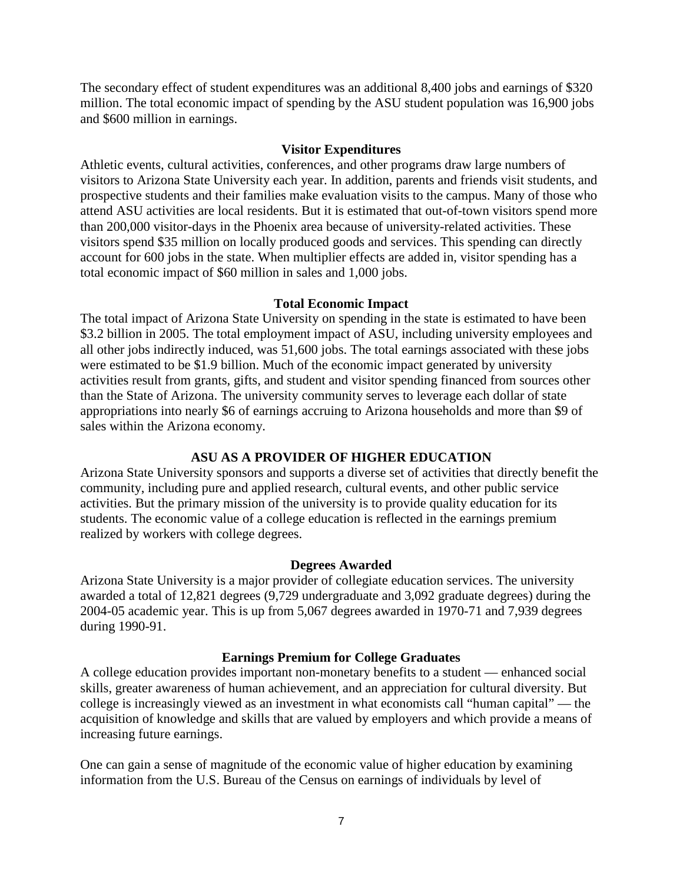The secondary effect of student expenditures was an additional 8,400 jobs and earnings of $320 million. The total economic impact of spending by the ASU student population was 16,900 jobs and $600 million in earnings.

### Visitor Expenditures

Athletic events, cultural activities, conferences, and other programs draw large numbers of visitors to Arizona State University each year. In addition, parents and friends visit students, and prospective students and their families make evaluation visits to the campus. Many of those who attend ASU activities are local residents. But it is estimated that out-of-town visitors spend more than 200,000 visitor-days in the Phoenix area because of university-related activities. These visitors spend $35 million on locally produced goods and services. This spending can directly account for 600 jobs in the state. When multiplier effects are added in, visitor spending has a total economic impact of $60 million in sales and 1,000 jobs.

### Total Economic Impact

The total impact of Arizona State University on spending in the state is estimated to have been $3.2 billion in 2005. The total employment impact of ASU, including university employees and all other jobs indirectly induced, was 51,600 jobs. The total earnings associated with these jobs were estimated to be $1.9 billion. Much of the economic impact generated by university activities result from grants, gifts, and student and visitor spending financed from sources other than the State of Arizona. The university community serves to leverage each dollar of state appropriations into nearly $6 of earnings accruing to Arizona households and more than $9 of sales within the Arizona economy.

## ASU AS A PROVIDER OF HIGHER EDUCATION

Arizona State University sponsors and supports a diverse set of activities that directly benefit the community, including pure and applied research, cultural events, and other public service activities. But the primary mission of the university is to provide quality education for its students. The economic value of a college education is reflected in the earnings premium realized by workers with college degrees.

### Degrees Awarded

Arizona State University is a major provider of collegiate education services. The university awarded a total of 12,821 degrees (9,729 undergraduate and 3,092 graduate degrees) during the 2004-05 academic year. This is up from 5,067 degrees awarded in 1970-71 and 7,939 degrees during 1990-91.

### Earnings Premium for College Graduates

A college education provides important non-monetary benefits to a student — enhanced social skills, greater awareness of human achievement, and an appreciation for cultural diversity. But college is increasingly viewed as an investment in what economists call "human capital" — the acquisition of knowledge and skills that are valued by employers and which provide a means of increasing future earnings.

One can gain a sense of magnitude of the economic value of higher education by examining information from the U.S. Bureau of the Census on earnings of individuals by level of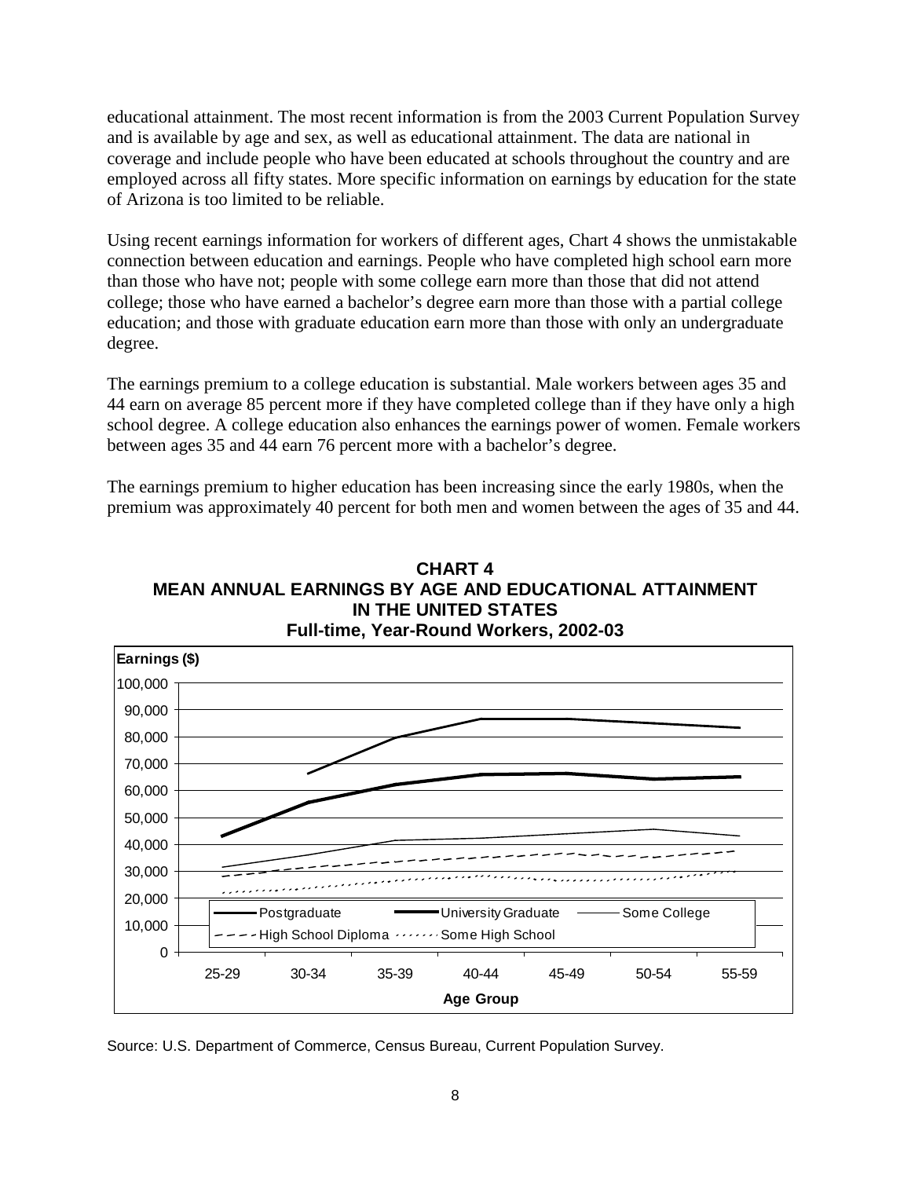educational attainment. The most recent information is from the 2003 Current Population Survey and is available by age and sex, as well as educational attainment. The data are national in coverage and include people who have been educated at schools throughout the country and are employed across all fifty states. More specific information on earnings by education for the state of Arizona is too limited to be reliable.

Using recent earnings information for workers of different ages, Chart 4 shows the unmistakable connection between education and earnings. People who have completed high school earn more than those who have not; people with some college earn more than those that did not attend college; those who have earned a bachelor's degree earn more than those with a partial college education; and those with graduate education earn more than those with only an undergraduate degree.

The earnings premium to a college education is substantial. Male workers between ages 35 and 44 earn on average 85 percent more if they have completed college than if they have only a high school degree. A college education also enhances the earnings power of women. Female workers between ages 35 and 44 earn 76 percent more with a bachelor's degree.

The earnings premium to higher education has been increasing since the early 1980s, when the premium was approximately 40 percent for both men and women between the ages of 35 and 44.

**CHART 4**
**MEAN ANNUAL EARNINGS BY AGE AND EDUCATIONAL ATTAINMENT IN THE UNITED STATES**
**Full-time, Year-Round Workers, 2002-03**

Earnings ($)

100,000
90,000
80,000
70,000
60,000
50,000
40,000
30,000
20,000
10,000
0

25-29 30-34 35-39 40-44 45-49 50-54 55-59

Age Group

Postgraduate
University Graduate
Some College
High School Diploma
Some High School

Source: U.S. Department of Commerce, Census Bureau, Current Population Survey.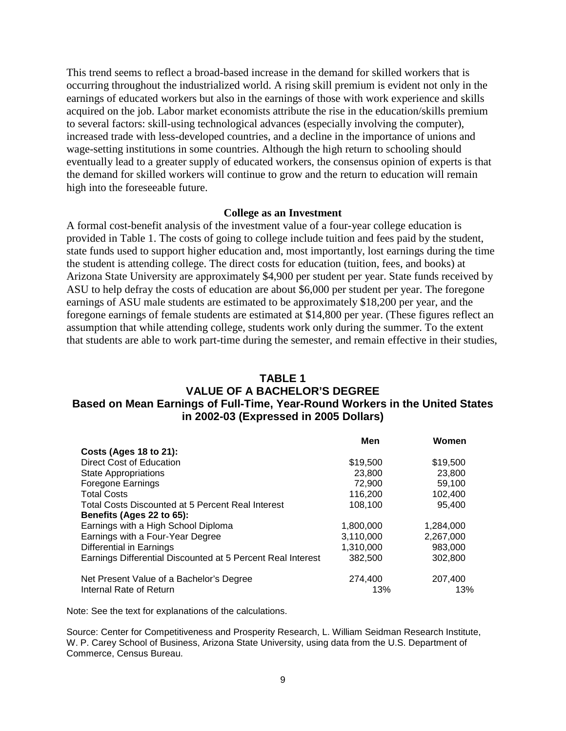This trend seems to reflect a broad-based increase in the demand for skilled workers that is occurring throughout the industrialized world. A rising skill premium is evident not only in the earnings of educated workers but also in the earnings of those with work experience and skills acquired on the job. Labor market economists attribute the rise in the education/skills premium to several factors: skill-using technological advances (especially involving the computer), increased trade with less-developed countries, and a decline in the importance of unions and wage-setting institutions in some countries. Although the high return to schooling should eventually lead to a greater supply of educated workers, the consensus opinion of experts is that the demand for skilled workers will continue to grow and the return to education will remain high into the foreseeable future.

### College as an Investment

A formal cost-benefit analysis of the investment value of a four-year college education is provided in Table 1. The costs of going to college include tuition and fees paid by the student, state funds used to support higher education and, most importantly, lost earnings during the time the student is attending college. The direct costs for education (tuition, fees, and books) at Arizona State University are approximately $4,900 per student per year. State funds received by ASU to help defray the costs of education are about $6,000 per student per year. The foregone earnings of ASU male students are estimated to be approximately $18,200 per year, and the foregone earnings of female students are estimated at $14,800 per year. (These figures reflect an assumption that while attending college, students work only during the summer. To the extent that students are able to work part-time during the semester, and remain effective in their studies,

**TABLE 1**
**VALUE OF A BACHELOR'S DEGREE**
**Based on Mean Earnings of Full-Time, Year-Round Workers in the United States in 2002-03 (Expressed in 2005 Dollars)**

| | Men | Women |
|---|---|---|
| **Costs (Ages 18 to 21):** | | |
| Direct Cost of Education | $19,500 | $19,500 |
| State Appropriations | 23,800 | 23,800 |
| Foregone Earnings | 72,900 | 59,100 |
| Total Costs | 116,200 | 102,400 |
| Total Costs Discounted at 5 Percent Real Interest | 108,100 | 95,400 |
| **Benefits (Ages 22 to 65):** | | |
| Earnings with a High School Diploma | 1,800,000 | 1,284,000 |
| Earnings with a Four-Year Degree | 3,110,000 | 2,267,000 |
| Differential in Earnings | 1,310,000 | 983,000 |
| Earnings Differential Discounted at 5 Percent Real Interest | 382,500 | 302,800 |
| Net Present Value of a Bachelor's Degree | 274,400 | 207,400 |
| Internal Rate of Return | 13% | 13% |

Note: See the text for explanations of the calculations.

Source: Center for Competitiveness and Prosperity Research, L. William Seidman Research Institute, W. P. Carey School of Business, Arizona State University, using data from the U.S. Department of Commerce, Census Bureau.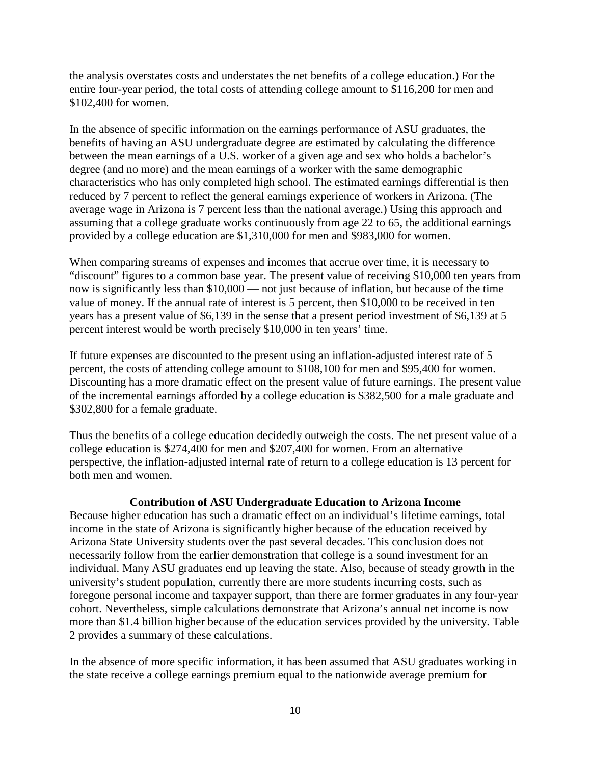the analysis overstates costs and understates the net benefits of a college education.) For the entire four-year period, the total costs of attending college amount to $116,200 for men and $102,400 for women.

In the absence of specific information on the earnings performance of ASU graduates, the benefits of having an ASU undergraduate degree are estimated by calculating the difference between the mean earnings of a U.S. worker of a given age and sex who holds a bachelor's degree (and no more) and the mean earnings of a worker with the same demographic characteristics who has only completed high school. The estimated earnings differential is then reduced by 7 percent to reflect the general earnings experience of workers in Arizona. (The average wage in Arizona is 7 percent less than the national average.) Using this approach and assuming that a college graduate works continuously from age 22 to 65, the additional earnings provided by a college education are $1,310,000 for men and $983,000 for women.

When comparing streams of expenses and incomes that accrue over time, it is necessary to "discount" figures to a common base year. The present value of receiving $10,000 ten years from now is significantly less than $10,000 — not just because of inflation, but because of the time value of money. If the annual rate of interest is 5 percent, then $10,000 to be received in ten years has a present value of $6,139 in the sense that a present period investment of $6,139 at 5 percent interest would be worth precisely $10,000 in ten years' time.

If future expenses are discounted to the present using an inflation-adjusted interest rate of 5 percent, the costs of attending college amount to $108,100 for men and $95,400 for women. Discounting has a more dramatic effect on the present value of future earnings. The present value of the incremental earnings afforded by a college education is $382,500 for a male graduate and $302,800 for a female graduate.

Thus the benefits of a college education decidedly outweigh the costs. The net present value of a college education is $274,400 for men and $207,400 for women. From an alternative perspective, the inflation-adjusted internal rate of return to a college education is 13 percent for both men and women.

## Contribution of ASU Undergraduate Education to Arizona Income

Because higher education has such a dramatic effect on an individual's lifetime earnings, total income in the state of Arizona is significantly higher because of the education received by Arizona State University students over the past several decades. This conclusion does not necessarily follow from the earlier demonstration that college is a sound investment for an individual. Many ASU graduates end up leaving the state. Also, because of steady growth in the university's student population, currently there are more students incurring costs, such as foregone personal income and taxpayer support, than there are former graduates in any four-year cohort. Nevertheless, simple calculations demonstrate that Arizona's annual net income is now more than $1.4 billion higher because of the education services provided by the university. Table 2 provides a summary of these calculations.

In the absence of more specific information, it has been assumed that ASU graduates working in the state receive a college earnings premium equal to the nationwide average premium for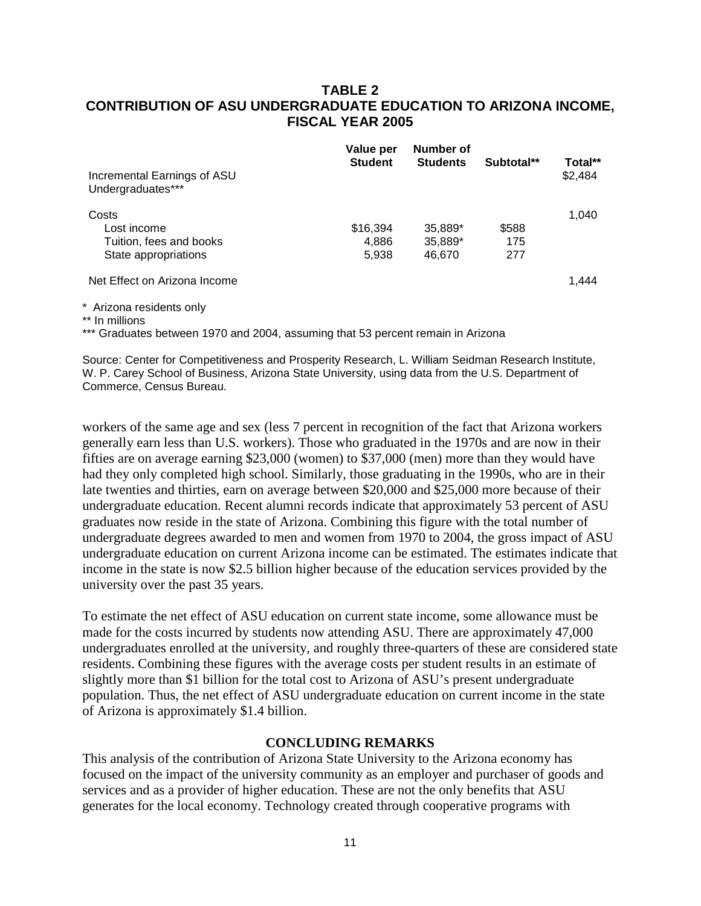**TABLE 2**
**CONTRIBUTION OF ASU UNDERGRADUATE EDUCATION TO ARIZONA INCOME, FISCAL YEAR 2005**

| | Value per Student | Number of Students | Subtotal** | Total** |
|---|---|---|---|---|
| Incremental Earnings of ASU Undergraduates*** | | | | $2,484 |
| Costs | | | | 1,040 |
| Lost income | $16,394 | 35,889* | $588 | |
| Tuition, fees and books | 4,886 | 35,889* | 175 | |
| State appropriations | 5,938 | 46,670 | 277 | |
| Net Effect on Arizona Income | | | | 1,444 |

\* Arizona residents only
** In millions
*** Graduates between 1970 and 2004, assuming that 53 percent remain in Arizona

Source: Center for Competitiveness and Prosperity Research, L. William Seidman Research Institute, W. P. Carey School of Business, Arizona State University, using data from the U.S. Department of Commerce, Census Bureau.

workers of the same age and sex (less 7 percent in recognition of the fact that Arizona workers generally earn less than U.S. workers). Those who graduated in the 1970s and are now in their fifties are on average earning $23,000 (women) to $37,000 (men) more than they would have had they only completed high school. Similarly, those graduating in the 1990s, who are in their late twenties and thirties, earn on average between $20,000 and $25,000 more because of their undergraduate education. Recent alumni records indicate that approximately 53 percent of ASU graduates now reside in the state of Arizona. Combining this figure with the total number of undergraduate degrees awarded to men and women from 1970 to 2004, the gross impact of ASU undergraduate education on current Arizona income can be estimated. The estimates indicate that income in the state is now $2.5 billion higher because of the education services provided by the university over the past 35 years.

To estimate the net effect of ASU education on current state income, some allowance must be made for the costs incurred by students now attending ASU. There are approximately 47,000 undergraduates enrolled at the university, and roughly three-quarters of these are considered state residents. Combining these figures with the average costs per student results in an estimate of slightly more than $1 billion for the total cost to Arizona of ASU's present undergraduate population. Thus, the net effect of ASU undergraduate education on current income in the state of Arizona is approximately $1.4 billion.

## CONCLUDING REMARKS

This analysis of the contribution of Arizona State University to the Arizona economy has focused on the impact of the university community as an employer and purchaser of goods and services and as a provider of higher education. These are not the only benefits that ASU generates for the local economy. Technology created through cooperative programs with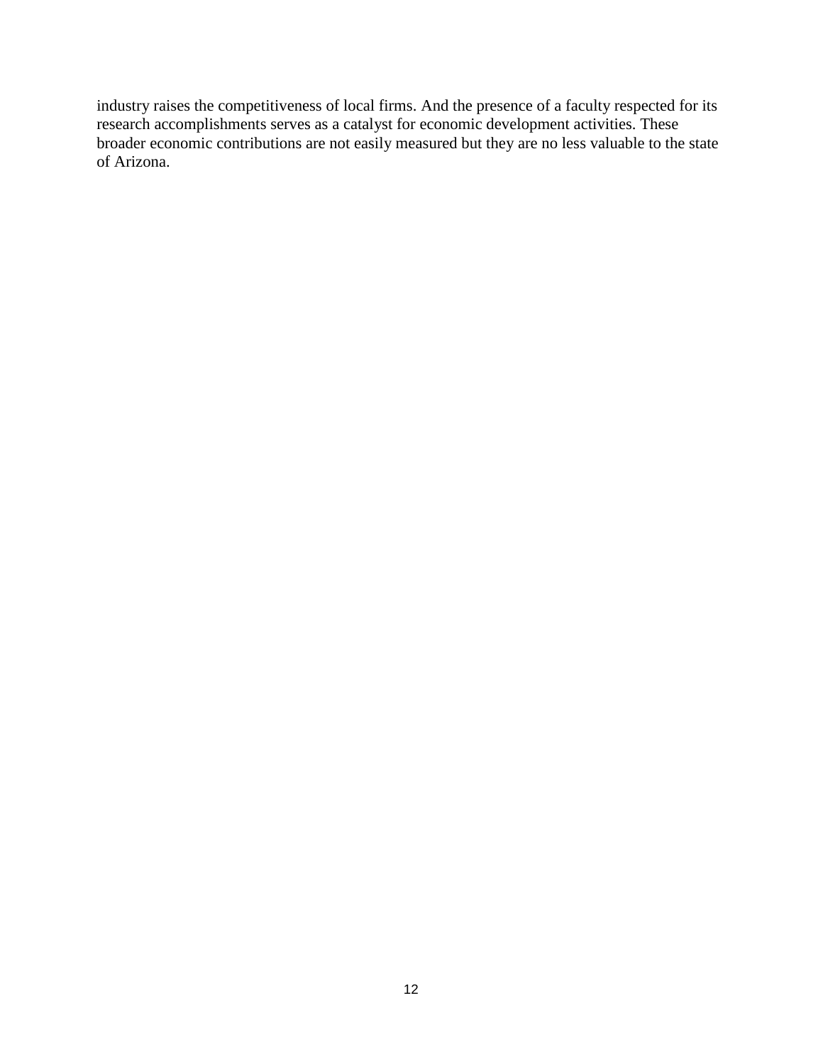industry raises the competitiveness of local firms. And the presence of a faculty respected for its research accomplishments serves as a catalyst for economic development activities. These broader economic contributions are not easily measured but they are no less valuable to the state of Arizona.